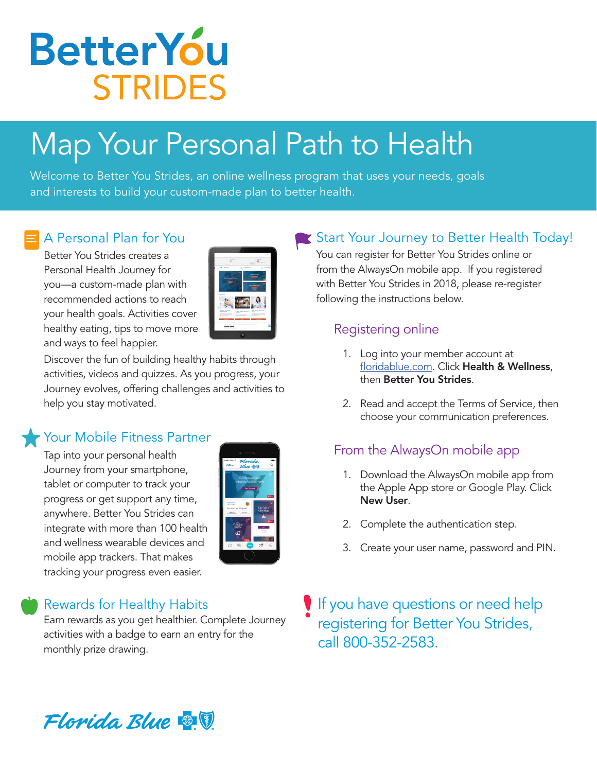# BetterYou STRIDES

## Map Your Personal Path to Health

Welcome to Better You Strides, an online wellness program that uses your needs, goals and interests to build your custom-made plan to better health.

### A Personal Plan for You

Better You Strides creates a Personal Health Journey for you—a custom-made plan with recommended actions to reach your health goals. Activities cover healthy eating, tips to move more and ways to feel happier.

Discover the fun of building healthy habits through activities, videos and quizzes. As you progress, your Journey evolves, offering challenges and activities to help you stay motivated.

### Your Mobile Fitness Partner

Tap into your personal health Journey from your smartphone, tablet or computer to track your progress or get support any time, anywhere. Better You Strides can integrate with more than 100 health and wellness wearable devices and mobile app trackers. That makes tracking your progress even easier.

### Rewards for Healthy Habits

Earn rewards as you get healthier. Complete Journey activities with a badge to earn an entry for the monthly prize drawing.

### Start Your Journey to Better Health Today!

You can register for Better You Strides online or from the AlwaysOn mobile app. If you registered with Better You Strides in 2018, please re-register following the instructions below.

#### Registering online

1. Log into your member account at floridablue.com. Click **Health & Wellness**, then **Better You Strides**.
2. Read and accept the Terms of Service, then choose your communication preferences.

#### From the AlwaysOn mobile app

1. Download the AlwaysOn mobile app from the Apple App store or Google Play. Click **New User**.
2. Complete the authentication step.
3. Create your user name, password and PIN.

### If you have questions or need help registering for Better You Strides, call 800-352-2583.

Florida Blue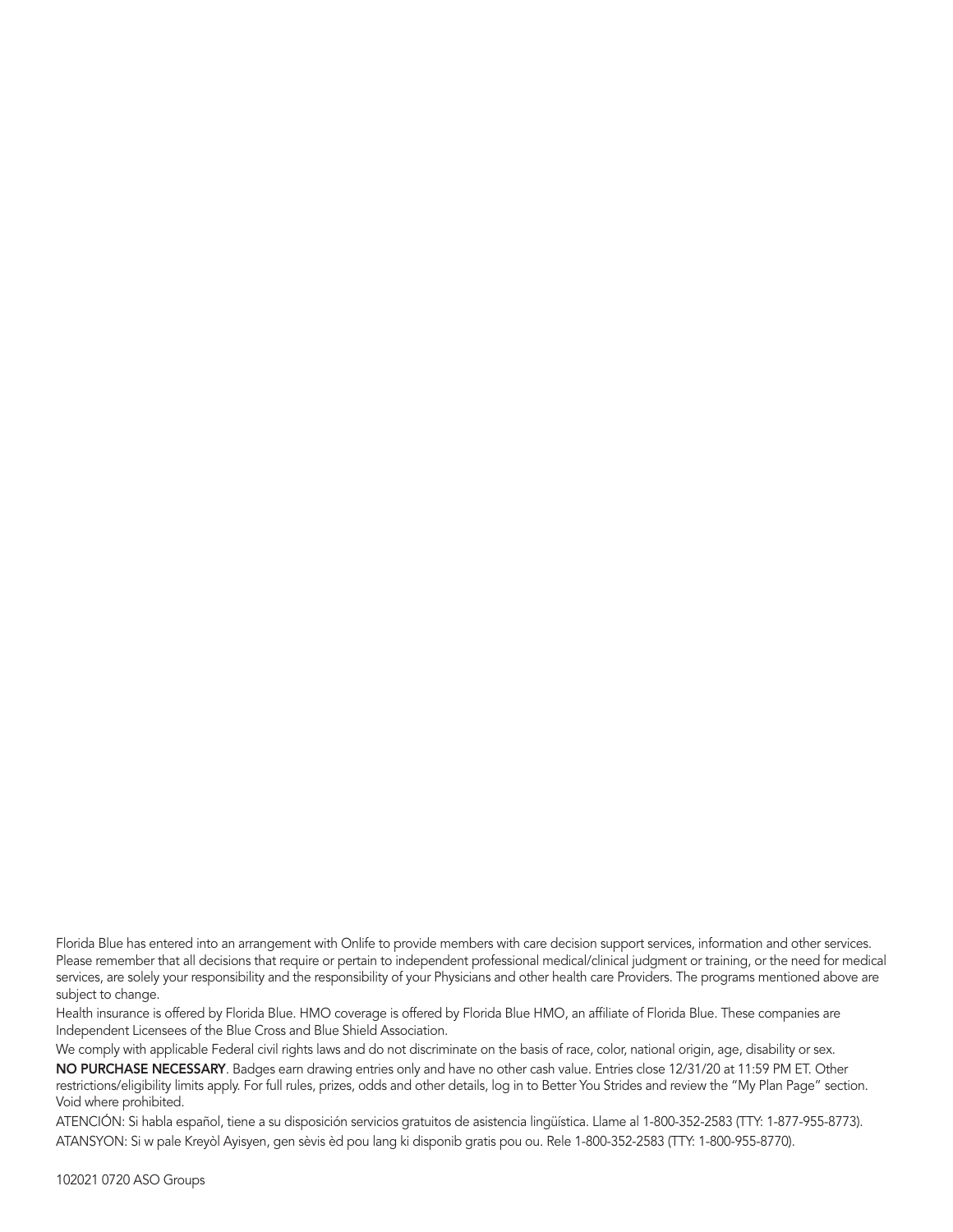Florida Blue has entered into an arrangement with Onlife to provide members with care decision support services, information and other services. Please remember that all decisions that require or pertain to independent professional medical/clinical judgment or training, or the need for medical services, are solely your responsibility and the responsibility of your Physicians and other health care Providers. The programs mentioned above are subject to change.

Health insurance is offered by Florida Blue. HMO coverage is offered by Florida Blue HMO, an affiliate of Florida Blue. These companies are Independent Licensees of the Blue Cross and Blue Shield Association.

We comply with applicable Federal civil rights laws and do not discriminate on the basis of race, color, national origin, age, disability or sex.

**NO PURCHASE NECESSARY**. Badges earn drawing entries only and have no other cash value. Entries close 12/31/20 at 11:59 PM ET. Other restrictions/eligibility limits apply. For full rules, prizes, odds and other details, log in to Better You Strides and review the "My Plan Page" section. Void where prohibited.

ATENCIÓN: Si habla español, tiene a su disposición servicios gratuitos de asistencia lingüística. Llame al 1-800-352-2583 (TTY: 1-877-955-8773).

ATANSYON: Si w pale Kreyòl Ayisyen, gen sèvis èd pou lang ki disponib gratis pou ou. Rele 1-800-352-2583 (TTY: 1-800-955-8770).

102021 0720 ASO Groups